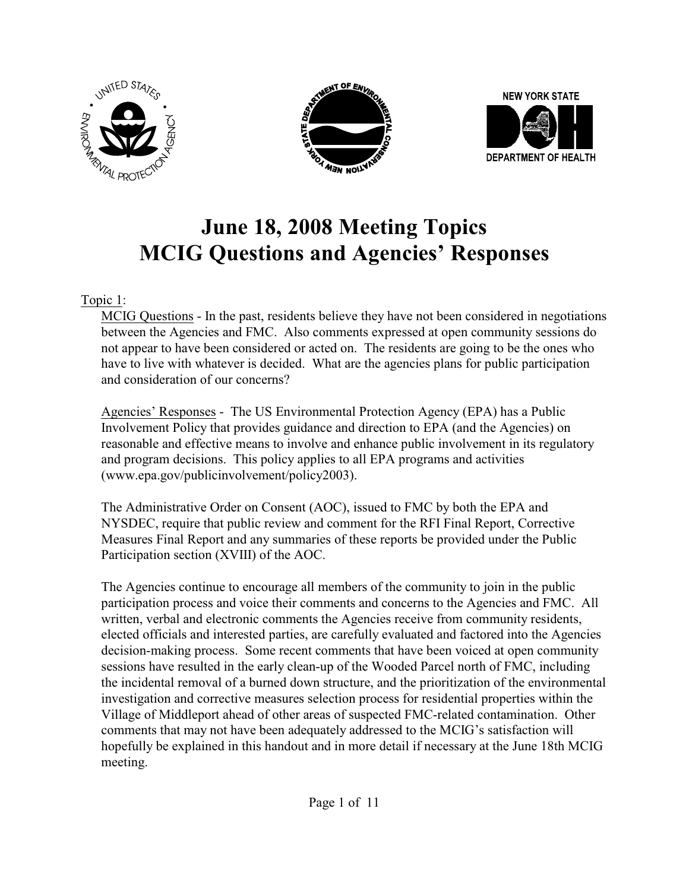# June 18, 2008 Meeting Topics
# MCIG Questions and Agencies' Responses

Topic 1:

MCIG Questions - In the past, residents believe they have not been considered in negotiations between the Agencies and FMC. Also comments expressed at open community sessions do not appear to have been considered or acted on. The residents are going to be the ones who have to live with whatever is decided. What are the agencies plans for public participation and consideration of our concerns?

Agencies' Responses - The US Environmental Protection Agency (EPA) has a Public Involvement Policy that provides guidance and direction to EPA (and the Agencies) on reasonable and effective means to involve and enhance public involvement in its regulatory and program decisions. This policy applies to all EPA programs and activities (www.epa.gov/publicinvolvement/policy2003).

The Administrative Order on Consent (AOC), issued to FMC by both the EPA and NYSDEC, require that public review and comment for the RFI Final Report, Corrective Measures Final Report and any summaries of these reports be provided under the Public Participation section (XVIII) of the AOC.

The Agencies continue to encourage all members of the community to join in the public participation process and voice their comments and concerns to the Agencies and FMC. All written, verbal and electronic comments the Agencies receive from community residents, elected officials and interested parties, are carefully evaluated and factored into the Agencies decision-making process. Some recent comments that have been voiced at open community sessions have resulted in the early clean-up of the Wooded Parcel north of FMC, including the incidental removal of a burned down structure, and the prioritization of the environmental investigation and corrective measures selection process for residential properties within the Village of Middleport ahead of other areas of suspected FMC-related contamination. Other comments that may not have been adequately addressed to the MCIG's satisfaction will hopefully be explained in this handout and in more detail if necessary at the June 18th MCIG meeting.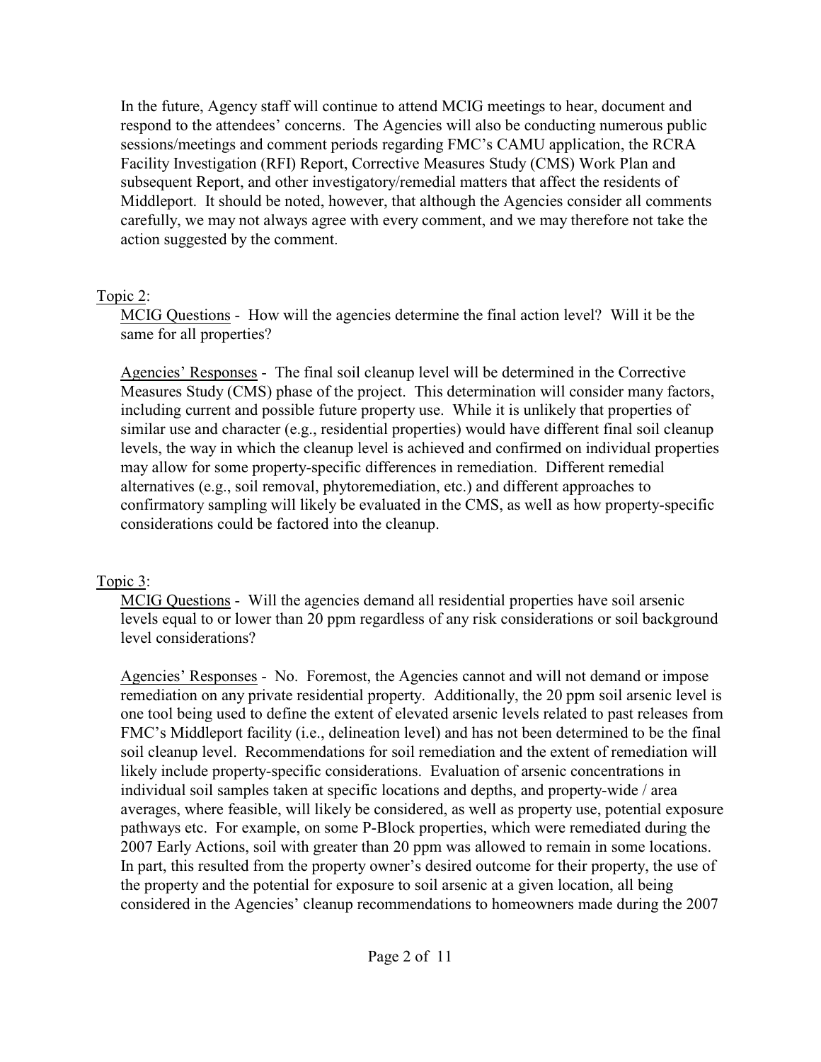In the future, Agency staff will continue to attend MCIG meetings to hear, document and respond to the attendees' concerns. The Agencies will also be conducting numerous public sessions/meetings and comment periods regarding FMC's CAMU application, the RCRA Facility Investigation (RFI) Report, Corrective Measures Study (CMS) Work Plan and subsequent Report, and other investigatory/remedial matters that affect the residents of Middleport. It should be noted, however, that although the Agencies consider all comments carefully, we may not always agree with every comment, and we may therefore not take the action suggested by the comment.

Topic 2:

MCIG Questions - How will the agencies determine the final action level? Will it be the same for all properties?

Agencies' Responses - The final soil cleanup level will be determined in the Corrective Measures Study (CMS) phase of the project. This determination will consider many factors, including current and possible future property use. While it is unlikely that properties of similar use and character (e.g., residential properties) would have different final soil cleanup levels, the way in which the cleanup level is achieved and confirmed on individual properties may allow for some property-specific differences in remediation. Different remedial alternatives (e.g., soil removal, phytoremediation, etc.) and different approaches to confirmatory sampling will likely be evaluated in the CMS, as well as how property-specific considerations could be factored into the cleanup.

Topic 3:

MCIG Questions - Will the agencies demand all residential properties have soil arsenic levels equal to or lower than 20 ppm regardless of any risk considerations or soil background level considerations?

Agencies' Responses - No. Foremost, the Agencies cannot and will not demand or impose remediation on any private residential property. Additionally, the 20 ppm soil arsenic level is one tool being used to define the extent of elevated arsenic levels related to past releases from FMC's Middleport facility (i.e., delineation level) and has not been determined to be the final soil cleanup level. Recommendations for soil remediation and the extent of remediation will likely include property-specific considerations. Evaluation of arsenic concentrations in individual soil samples taken at specific locations and depths, and property-wide / area averages, where feasible, will likely be considered, as well as property use, potential exposure pathways etc. For example, on some P-Block properties, which were remediated during the 2007 Early Actions, soil with greater than 20 ppm was allowed to remain in some locations. In part, this resulted from the property owner's desired outcome for their property, the use of the property and the potential for exposure to soil arsenic at a given location, all being considered in the Agencies' cleanup recommendations to homeowners made during the 2007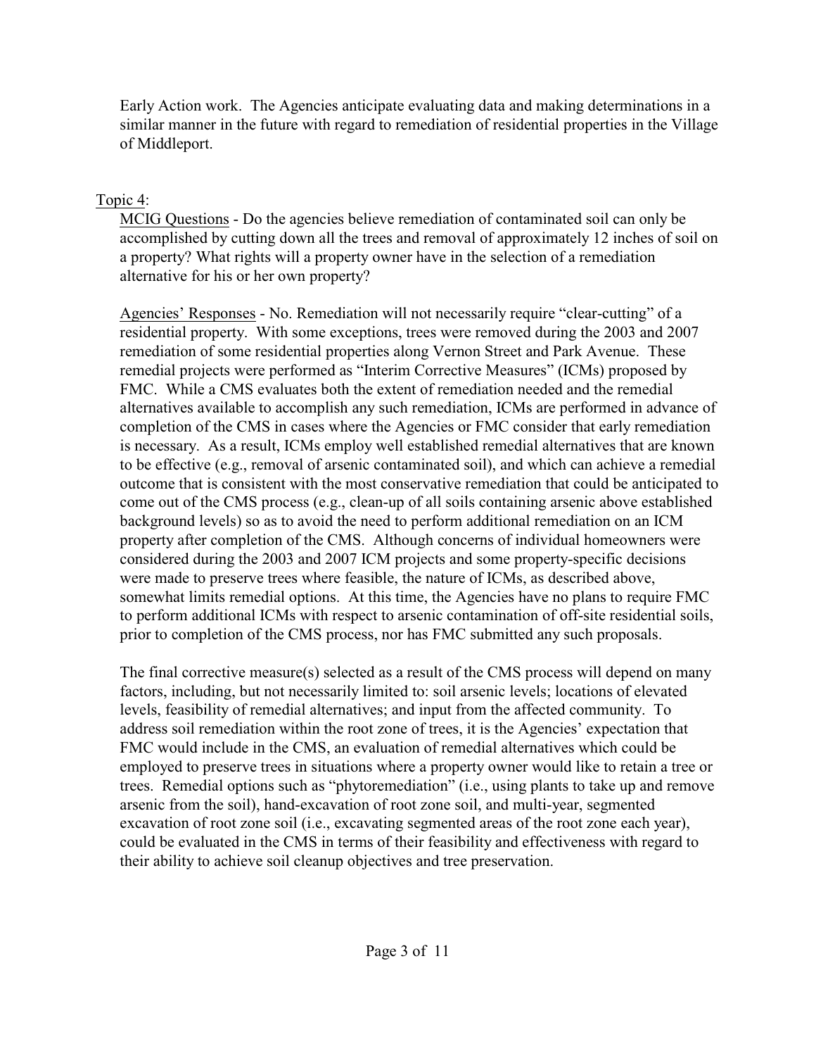Early Action work. The Agencies anticipate evaluating data and making determinations in a similar manner in the future with regard to remediation of residential properties in the Village of Middleport.

Topic 4:

MCIG Questions - Do the agencies believe remediation of contaminated soil can only be accomplished by cutting down all the trees and removal of approximately 12 inches of soil on a property? What rights will a property owner have in the selection of a remediation alternative for his or her own property?

Agencies' Responses - No. Remediation will not necessarily require "clear-cutting" of a residential property. With some exceptions, trees were removed during the 2003 and 2007 remediation of some residential properties along Vernon Street and Park Avenue. These remedial projects were performed as "Interim Corrective Measures" (ICMs) proposed by FMC. While a CMS evaluates both the extent of remediation needed and the remedial alternatives available to accomplish any such remediation, ICMs are performed in advance of completion of the CMS in cases where the Agencies or FMC consider that early remediation is necessary. As a result, ICMs employ well established remedial alternatives that are known to be effective (e.g., removal of arsenic contaminated soil), and which can achieve a remedial outcome that is consistent with the most conservative remediation that could be anticipated to come out of the CMS process (e.g., clean-up of all soils containing arsenic above established background levels) so as to avoid the need to perform additional remediation on an ICM property after completion of the CMS. Although concerns of individual homeowners were considered during the 2003 and 2007 ICM projects and some property-specific decisions were made to preserve trees where feasible, the nature of ICMs, as described above, somewhat limits remedial options. At this time, the Agencies have no plans to require FMC to perform additional ICMs with respect to arsenic contamination of off-site residential soils, prior to completion of the CMS process, nor has FMC submitted any such proposals.

The final corrective measure(s) selected as a result of the CMS process will depend on many factors, including, but not necessarily limited to: soil arsenic levels; locations of elevated levels, feasibility of remedial alternatives; and input from the affected community. To address soil remediation within the root zone of trees, it is the Agencies' expectation that FMC would include in the CMS, an evaluation of remedial alternatives which could be employed to preserve trees in situations where a property owner would like to retain a tree or trees. Remedial options such as "phytoremediation" (i.e., using plants to take up and remove arsenic from the soil), hand-excavation of root zone soil, and multi-year, segmented excavation of root zone soil (i.e., excavating segmented areas of the root zone each year), could be evaluated in the CMS in terms of their feasibility and effectiveness with regard to their ability to achieve soil cleanup objectives and tree preservation.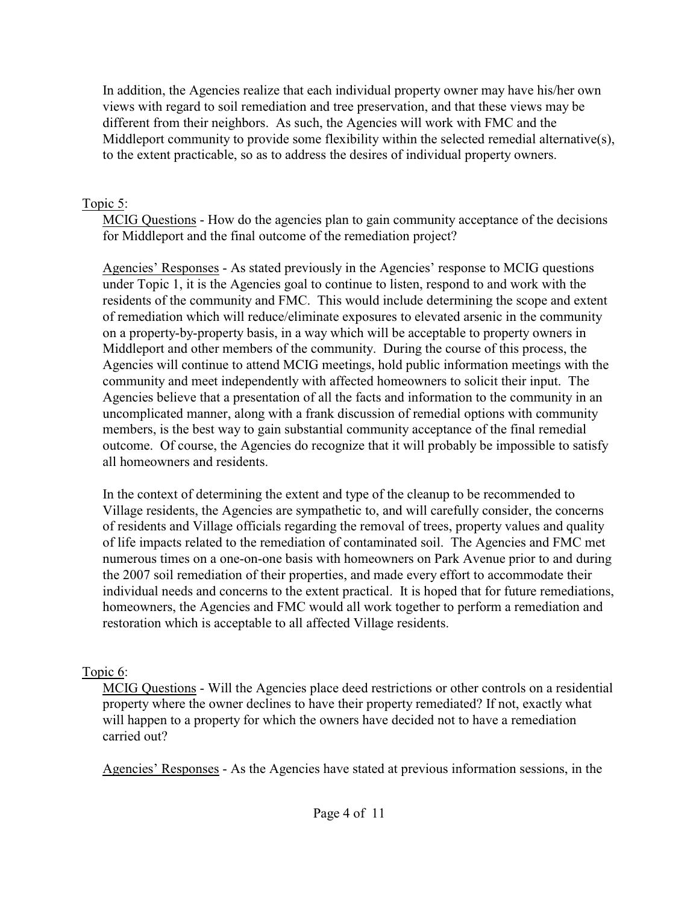In addition, the Agencies realize that each individual property owner may have his/her own views with regard to soil remediation and tree preservation, and that these views may be different from their neighbors. As such, the Agencies will work with FMC and the Middleport community to provide some flexibility within the selected remedial alternative(s), to the extent practicable, so as to address the desires of individual property owners.

Topic 5:

MCIG Questions - How do the agencies plan to gain community acceptance of the decisions for Middleport and the final outcome of the remediation project?

Agencies' Responses - As stated previously in the Agencies' response to MCIG questions under Topic 1, it is the Agencies goal to continue to listen, respond to and work with the residents of the community and FMC. This would include determining the scope and extent of remediation which will reduce/eliminate exposures to elevated arsenic in the community on a property-by-property basis, in a way which will be acceptable to property owners in Middleport and other members of the community. During the course of this process, the Agencies will continue to attend MCIG meetings, hold public information meetings with the community and meet independently with affected homeowners to solicit their input. The Agencies believe that a presentation of all the facts and information to the community in an uncomplicated manner, along with a frank discussion of remedial options with community members, is the best way to gain substantial community acceptance of the final remedial outcome. Of course, the Agencies do recognize that it will probably be impossible to satisfy all homeowners and residents.

In the context of determining the extent and type of the cleanup to be recommended to Village residents, the Agencies are sympathetic to, and will carefully consider, the concerns of residents and Village officials regarding the removal of trees, property values and quality of life impacts related to the remediation of contaminated soil. The Agencies and FMC met numerous times on a one-on-one basis with homeowners on Park Avenue prior to and during the 2007 soil remediation of their properties, and made every effort to accommodate their individual needs and concerns to the extent practical. It is hoped that for future remediations, homeowners, the Agencies and FMC would all work together to perform a remediation and restoration which is acceptable to all affected Village residents.

Topic 6:

MCIG Questions - Will the Agencies place deed restrictions or other controls on a residential property where the owner declines to have their property remediated? If not, exactly what will happen to a property for which the owners have decided not to have a remediation carried out?

Agencies' Responses - As the Agencies have stated at previous information sessions, in the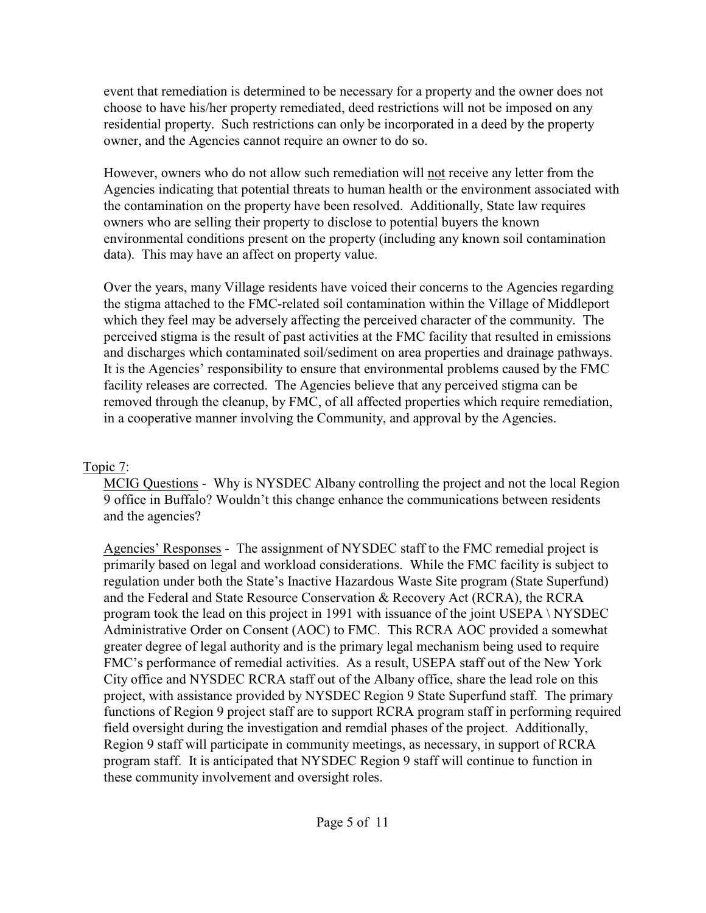event that remediation is determined to be necessary for a property and the owner does not choose to have his/her property remediated, deed restrictions will not be imposed on any residential property. Such restrictions can only be incorporated in a deed by the property owner, and the Agencies cannot require an owner to do so.

However, owners who do not allow such remediation will <u>not</u> receive any letter from the Agencies indicating that potential threats to human health or the environment associated with the contamination on the property have been resolved. Additionally, State law requires owners who are selling their property to disclose to potential buyers the known environmental conditions present on the property (including any known soil contamination data). This may have an affect on property value.

Over the years, many Village residents have voiced their concerns to the Agencies regarding the stigma attached to the FMC-related soil contamination within the Village of Middleport which they feel may be adversely affecting the perceived character of the community. The perceived stigma is the result of past activities at the FMC facility that resulted in emissions and discharges which contaminated soil/sediment on area properties and drainage pathways. It is the Agencies' responsibility to ensure that environmental problems caused by the FMC facility releases are corrected. The Agencies believe that any perceived stigma can be removed through the cleanup, by FMC, of all affected properties which require remediation, in a cooperative manner involving the Community, and approval by the Agencies.

<u>Topic 7</u>:

<u>MCIG Questions</u> - Why is NYSDEC Albany controlling the project and not the local Region 9 office in Buffalo? Wouldn't this change enhance the communications between residents and the agencies?

<u>Agencies' Responses</u> - The assignment of NYSDEC staff to the FMC remedial project is primarily based on legal and workload considerations. While the FMC facility is subject to regulation under both the State's Inactive Hazardous Waste Site program (State Superfund) and the Federal and State Resource Conservation & Recovery Act (RCRA), the RCRA program took the lead on this project in 1991 with issuance of the joint USEPA \ NYSDEC Administrative Order on Consent (AOC) to FMC. This RCRA AOC provided a somewhat greater degree of legal authority and is the primary legal mechanism being used to require FMC's performance of remedial activities. As a result, USEPA staff out of the New York City office and NYSDEC RCRA staff out of the Albany office, share the lead role on this project, with assistance provided by NYSDEC Region 9 State Superfund staff. The primary functions of Region 9 project staff are to support RCRA program staff in performing required field oversight during the investigation and remdial phases of the project. Additionally, Region 9 staff will participate in community meetings, as necessary, in support of RCRA program staff. It is anticipated that NYSDEC Region 9 staff will continue to function in these community involvement and oversight roles.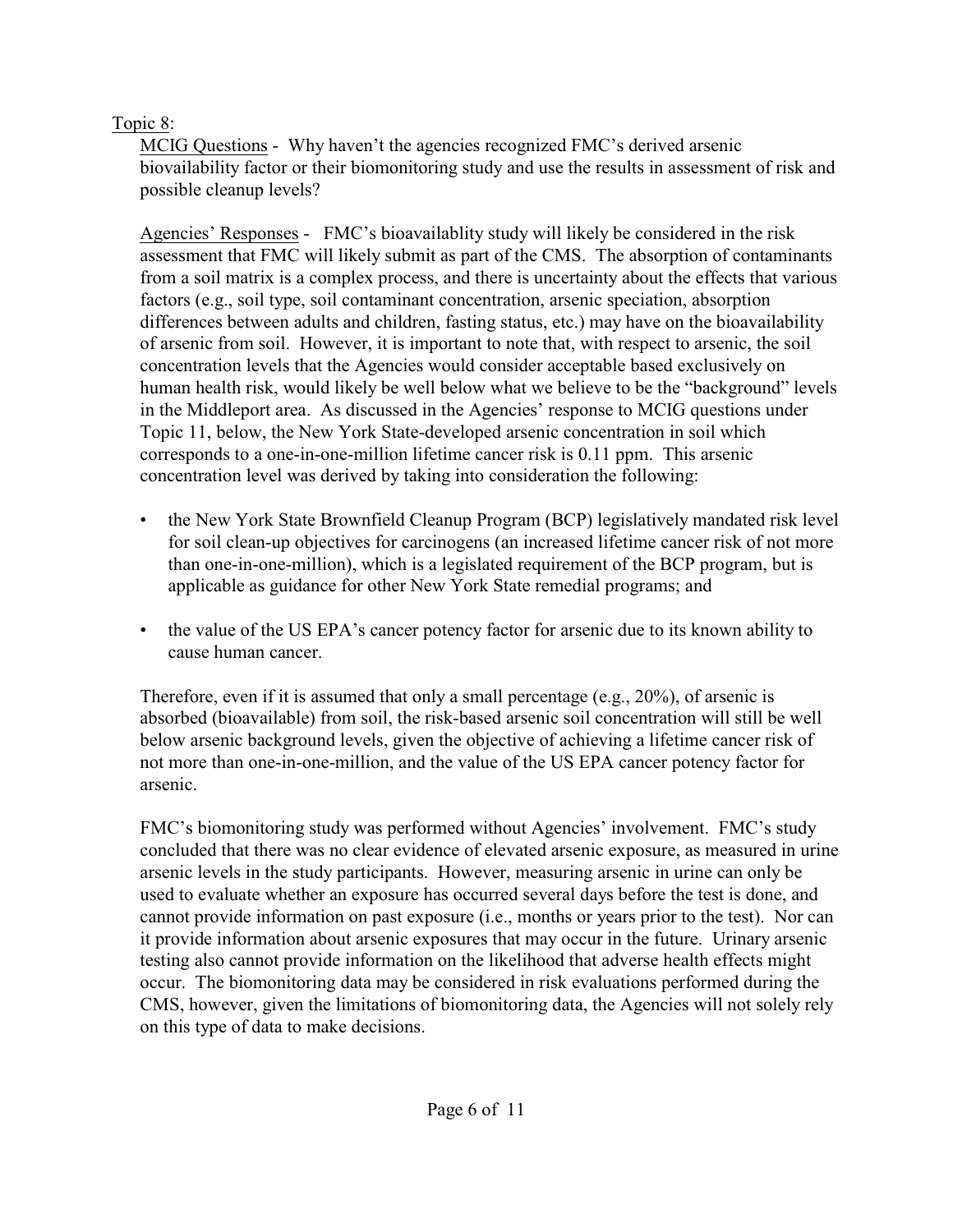Topic 8:

MCIG Questions - Why haven't the agencies recognized FMC's derived arsenic biovailability factor or their biomonitoring study and use the results in assessment of risk and possible cleanup levels?

Agencies' Responses - FMC's bioavailablity study will likely be considered in the risk assessment that FMC will likely submit as part of the CMS. The absorption of contaminants from a soil matrix is a complex process, and there is uncertainty about the effects that various factors (e.g., soil type, soil contaminant concentration, arsenic speciation, absorption differences between adults and children, fasting status, etc.) may have on the bioavailability of arsenic from soil. However, it is important to note that, with respect to arsenic, the soil concentration levels that the Agencies would consider acceptable based exclusively on human health risk, would likely be well below what we believe to be the "background" levels in the Middleport area. As discussed in the Agencies' response to MCIG questions under Topic 11, below, the New York State-developed arsenic concentration in soil which corresponds to a one-in-one-million lifetime cancer risk is 0.11 ppm. This arsenic concentration level was derived by taking into consideration the following:

- the New York State Brownfield Cleanup Program (BCP) legislatively mandated risk level for soil clean-up objectives for carcinogens (an increased lifetime cancer risk of not more than one-in-one-million), which is a legislated requirement of the BCP program, but is applicable as guidance for other New York State remedial programs; and
- the value of the US EPA's cancer potency factor for arsenic due to its known ability to cause human cancer.

Therefore, even if it is assumed that only a small percentage (e.g., 20%), of arsenic is absorbed (bioavailable) from soil, the risk-based arsenic soil concentration will still be well below arsenic background levels, given the objective of achieving a lifetime cancer risk of not more than one-in-one-million, and the value of the US EPA cancer potency factor for arsenic.

FMC's biomonitoring study was performed without Agencies' involvement. FMC's study concluded that there was no clear evidence of elevated arsenic exposure, as measured in urine arsenic levels in the study participants. However, measuring arsenic in urine can only be used to evaluate whether an exposure has occurred several days before the test is done, and cannot provide information on past exposure (i.e., months or years prior to the test). Nor can it provide information about arsenic exposures that may occur in the future. Urinary arsenic testing also cannot provide information on the likelihood that adverse health effects might occur. The biomonitoring data may be considered in risk evaluations performed during the CMS, however, given the limitations of biomonitoring data, the Agencies will not solely rely on this type of data to make decisions.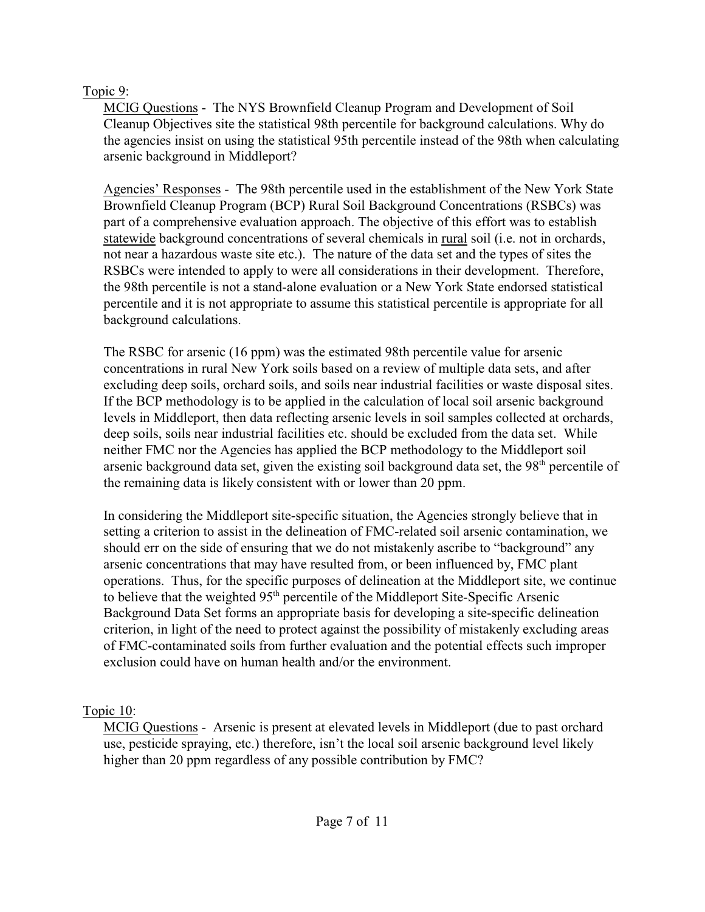Topic 9:

MCIG Questions - The NYS Brownfield Cleanup Program and Development of Soil Cleanup Objectives site the statistical 98th percentile for background calculations. Why do the agencies insist on using the statistical 95th percentile instead of the 98th when calculating arsenic background in Middleport?

Agencies' Responses - The 98th percentile used in the establishment of the New York State Brownfield Cleanup Program (BCP) Rural Soil Background Concentrations (RSBCs) was part of a comprehensive evaluation approach. The objective of this effort was to establish statewide background concentrations of several chemicals in rural soil (i.e. not in orchards, not near a hazardous waste site etc.). The nature of the data set and the types of sites the RSBCs were intended to apply to were all considerations in their development. Therefore, the 98th percentile is not a stand-alone evaluation or a New York State endorsed statistical percentile and it is not appropriate to assume this statistical percentile is appropriate for all background calculations.

The RSBC for arsenic (16 ppm) was the estimated 98th percentile value for arsenic concentrations in rural New York soils based on a review of multiple data sets, and after excluding deep soils, orchard soils, and soils near industrial facilities or waste disposal sites. If the BCP methodology is to be applied in the calculation of local soil arsenic background levels in Middleport, then data reflecting arsenic levels in soil samples collected at orchards, deep soils, soils near industrial facilities etc. should be excluded from the data set. While neither FMC nor the Agencies has applied the BCP methodology to the Middleport soil arsenic background data set, given the existing soil background data set, the 98th percentile of the remaining data is likely consistent with or lower than 20 ppm.

In considering the Middleport site-specific situation, the Agencies strongly believe that in setting a criterion to assist in the delineation of FMC-related soil arsenic contamination, we should err on the side of ensuring that we do not mistakenly ascribe to "background" any arsenic concentrations that may have resulted from, or been influenced by, FMC plant operations. Thus, for the specific purposes of delineation at the Middleport site, we continue to believe that the weighted 95th percentile of the Middleport Site-Specific Arsenic Background Data Set forms an appropriate basis for developing a site-specific delineation criterion, in light of the need to protect against the possibility of mistakenly excluding areas of FMC-contaminated soils from further evaluation and the potential effects such improper exclusion could have on human health and/or the environment.

Topic 10:

MCIG Questions - Arsenic is present at elevated levels in Middleport (due to past orchard use, pesticide spraying, etc.) therefore, isn't the local soil arsenic background level likely higher than 20 ppm regardless of any possible contribution by FMC?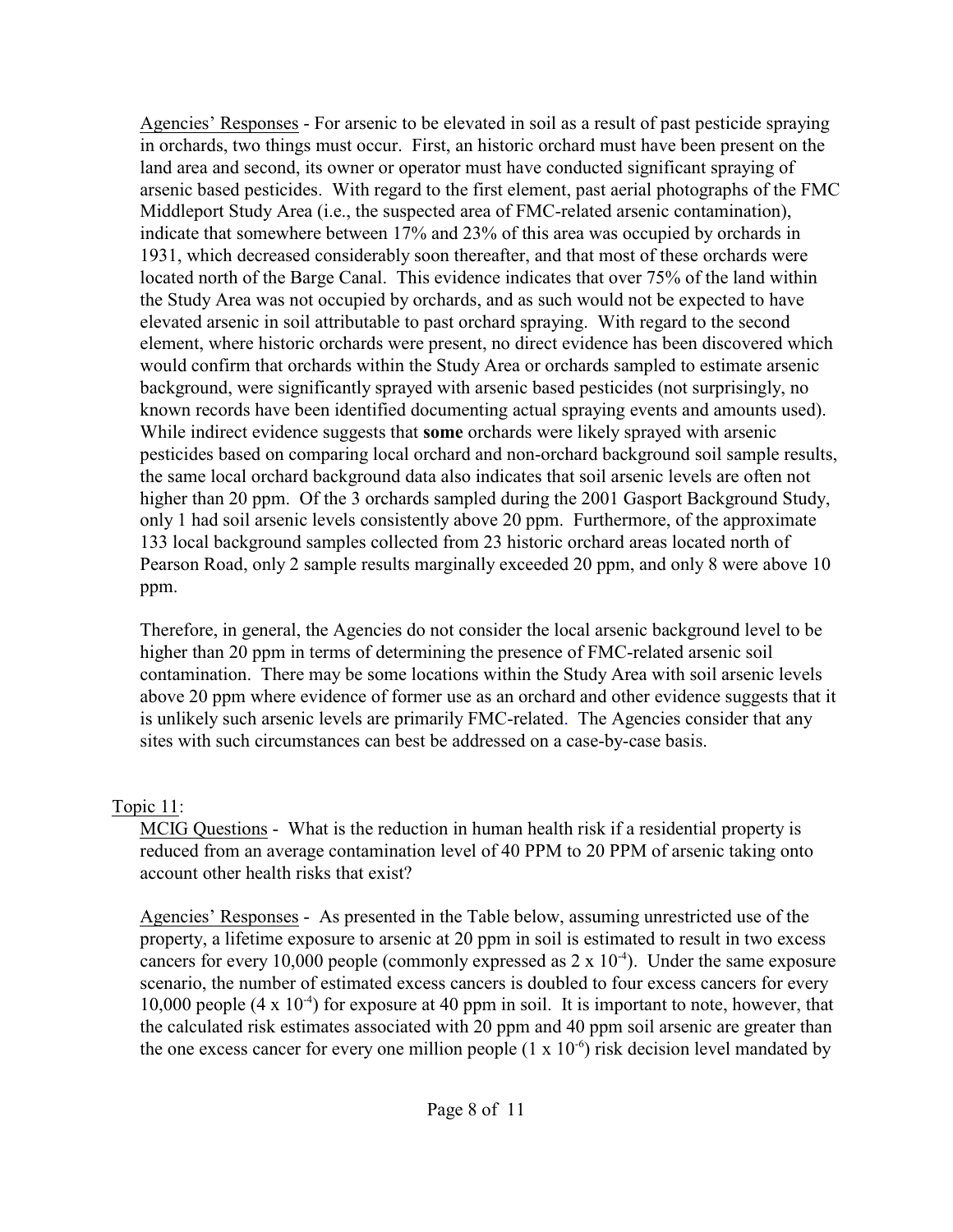Agencies' Responses - For arsenic to be elevated in soil as a result of past pesticide spraying in orchards, two things must occur. First, an historic orchard must have been present on the land area and second, its owner or operator must have conducted significant spraying of arsenic based pesticides. With regard to the first element, past aerial photographs of the FMC Middleport Study Area (i.e., the suspected area of FMC-related arsenic contamination), indicate that somewhere between 17% and 23% of this area was occupied by orchards in 1931, which decreased considerably soon thereafter, and that most of these orchards were located north of the Barge Canal. This evidence indicates that over 75% of the land within the Study Area was not occupied by orchards, and as such would not be expected to have elevated arsenic in soil attributable to past orchard spraying. With regard to the second element, where historic orchards were present, no direct evidence has been discovered which would confirm that orchards within the Study Area or orchards sampled to estimate arsenic background, were significantly sprayed with arsenic based pesticides (not surprisingly, no known records have been identified documenting actual spraying events and amounts used). While indirect evidence suggests that **some** orchards were likely sprayed with arsenic pesticides based on comparing local orchard and non-orchard background soil sample results, the same local orchard background data also indicates that soil arsenic levels are often not higher than 20 ppm. Of the 3 orchards sampled during the 2001 Gasport Background Study, only 1 had soil arsenic levels consistently above 20 ppm. Furthermore, of the approximate 133 local background samples collected from 23 historic orchard areas located north of Pearson Road, only 2 sample results marginally exceeded 20 ppm, and only 8 were above 10 ppm.

Therefore, in general, the Agencies do not consider the local arsenic background level to be higher than 20 ppm in terms of determining the presence of FMC-related arsenic soil contamination. There may be some locations within the Study Area with soil arsenic levels above 20 ppm where evidence of former use as an orchard and other evidence suggests that it is unlikely such arsenic levels are primarily FMC-related. The Agencies consider that any sites with such circumstances can best be addressed on a case-by-case basis.

Topic 11:

MCIG Questions - What is the reduction in human health risk if a residential property is reduced from an average contamination level of 40 PPM to 20 PPM of arsenic taking onto account other health risks that exist?

Agencies' Responses - As presented in the Table below, assuming unrestricted use of the property, a lifetime exposure to arsenic at 20 ppm in soil is estimated to result in two excess cancers for every 10,000 people (commonly expressed as $2 \times 10^{-4}$). Under the same exposure scenario, the number of estimated excess cancers is doubled to four excess cancers for every 10,000 people ($4 \times 10^{-4}$) for exposure at 40 ppm in soil. It is important to note, however, that the calculated risk estimates associated with 20 ppm and 40 ppm soil arsenic are greater than the one excess cancer for every one million people ($1 \times 10^{-6}$) risk decision level mandated by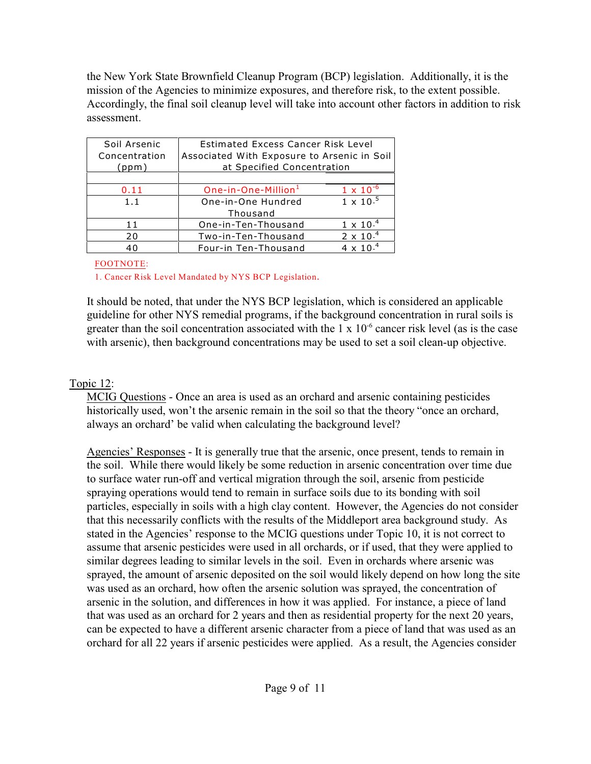the New York State Brownfield Cleanup Program (BCP) legislation. Additionally, it is the mission of the Agencies to minimize exposures, and therefore risk, to the extent possible. Accordingly, the final soil cleanup level will take into account other factors in addition to risk assessment.

| Soil Arsenic Concentration (ppm) | Estimated Excess Cancer Risk Level Associated With Exposure to Arsenic in Soil at Specified Concentration | |
|---|---|---|
| | | |
| 0.11 | One-in-One-Million[1] | $1 \times 10^{-6}$ |
| 1.1 | One-in-One Hundred Thousand | $1 \times 10^{-5}$ |
| 11 | One-in-Ten-Thousand | $1 \times 10^{-4}$ |
| 20 | Two-in-Ten-Thousand | $2 \times 10^{-4}$ |
| 40 | Four-in Ten-Thousand | $4 \times 10^{-4}$ |

FOOTNOTE:

1. Cancer Risk Level Mandated by NYS BCP Legislation.

It should be noted, that under the NYS BCP legislation, which is considered an applicable guideline for other NYS remedial programs, if the background concentration in rural soils is greater than the soil concentration associated with the $1 \times 10^{-6}$ cancer risk level (as is the case with arsenic), then background concentrations may be used to set a soil clean-up objective.

Topic 12:

MCIG Questions - Once an area is used as an orchard and arsenic containing pesticides historically used, won't the arsenic remain in the soil so that the theory "once an orchard, always an orchard' be valid when calculating the background level?

Agencies' Responses - It is generally true that the arsenic, once present, tends to remain in the soil. While there would likely be some reduction in arsenic concentration over time due to surface water run-off and vertical migration through the soil, arsenic from pesticide spraying operations would tend to remain in surface soils due to its bonding with soil particles, especially in soils with a high clay content. However, the Agencies do not consider that this necessarily conflicts with the results of the Middleport area background study. As stated in the Agencies' response to the MCIG questions under Topic 10, it is not correct to assume that arsenic pesticides were used in all orchards, or if used, that they were applied to similar degrees leading to similar levels in the soil. Even in orchards where arsenic was sprayed, the amount of arsenic deposited on the soil would likely depend on how long the site was used as an orchard, how often the arsenic solution was sprayed, the concentration of arsenic in the solution, and differences in how it was applied. For instance, a piece of land that was used as an orchard for 2 years and then as residential property for the next 20 years, can be expected to have a different arsenic character from a piece of land that was used as an orchard for all 22 years if arsenic pesticides were applied. As a result, the Agencies consider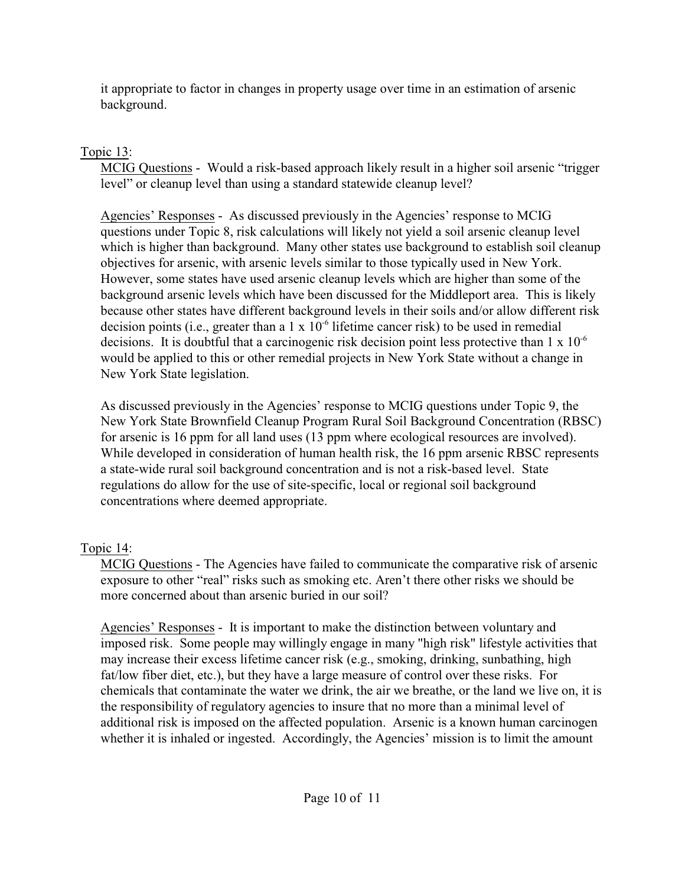it appropriate to factor in changes in property usage over time in an estimation of arsenic background.

Topic 13:

MCIG Questions - Would a risk-based approach likely result in a higher soil arsenic "trigger level" or cleanup level than using a standard statewide cleanup level?

Agencies' Responses - As discussed previously in the Agencies' response to MCIG questions under Topic 8, risk calculations will likely not yield a soil arsenic cleanup level which is higher than background. Many other states use background to establish soil cleanup objectives for arsenic, with arsenic levels similar to those typically used in New York. However, some states have used arsenic cleanup levels which are higher than some of the background arsenic levels which have been discussed for the Middleport area. This is likely because other states have different background levels in their soils and/or allow different risk decision points (i.e., greater than a $1 \times 10^{-6}$ lifetime cancer risk) to be used in remedial decisions. It is doubtful that a carcinogenic risk decision point less protective than $1 \times 10^{-6}$ would be applied to this or other remedial projects in New York State without a change in New York State legislation.

As discussed previously in the Agencies' response to MCIG questions under Topic 9, the New York State Brownfield Cleanup Program Rural Soil Background Concentration (RBSC) for arsenic is 16 ppm for all land uses (13 ppm where ecological resources are involved). While developed in consideration of human health risk, the 16 ppm arsenic RBSC represents a state-wide rural soil background concentration and is not a risk-based level. State regulations do allow for the use of site-specific, local or regional soil background concentrations where deemed appropriate.

Topic 14:

MCIG Questions - The Agencies have failed to communicate the comparative risk of arsenic exposure to other "real" risks such as smoking etc. Aren't there other risks we should be more concerned about than arsenic buried in our soil?

Agencies' Responses - It is important to make the distinction between voluntary and imposed risk. Some people may willingly engage in many "high risk" lifestyle activities that may increase their excess lifetime cancer risk (e.g., smoking, drinking, sunbathing, high fat/low fiber diet, etc.), but they have a large measure of control over these risks. For chemicals that contaminate the water we drink, the air we breathe, or the land we live on, it is the responsibility of regulatory agencies to insure that no more than a minimal level of additional risk is imposed on the affected population. Arsenic is a known human carcinogen whether it is inhaled or ingested. Accordingly, the Agencies' mission is to limit the amount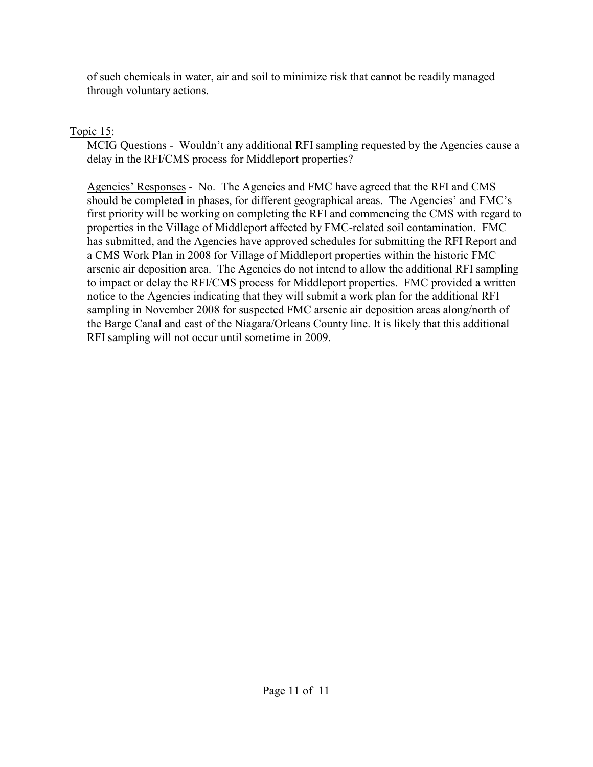of such chemicals in water, air and soil to minimize risk that cannot be readily managed through voluntary actions.

Topic 15:

MCIG Questions - Wouldn't any additional RFI sampling requested by the Agencies cause a delay in the RFI/CMS process for Middleport properties?

Agencies' Responses - No. The Agencies and FMC have agreed that the RFI and CMS should be completed in phases, for different geographical areas. The Agencies' and FMC's first priority will be working on completing the RFI and commencing the CMS with regard to properties in the Village of Middleport affected by FMC-related soil contamination. FMC has submitted, and the Agencies have approved schedules for submitting the RFI Report and a CMS Work Plan in 2008 for Village of Middleport properties within the historic FMC arsenic air deposition area. The Agencies do not intend to allow the additional RFI sampling to impact or delay the RFI/CMS process for Middleport properties. FMC provided a written notice to the Agencies indicating that they will submit a work plan for the additional RFI sampling in November 2008 for suspected FMC arsenic air deposition areas along/north of the Barge Canal and east of the Niagara/Orleans County line. It is likely that this additional RFI sampling will not occur until sometime in 2009.